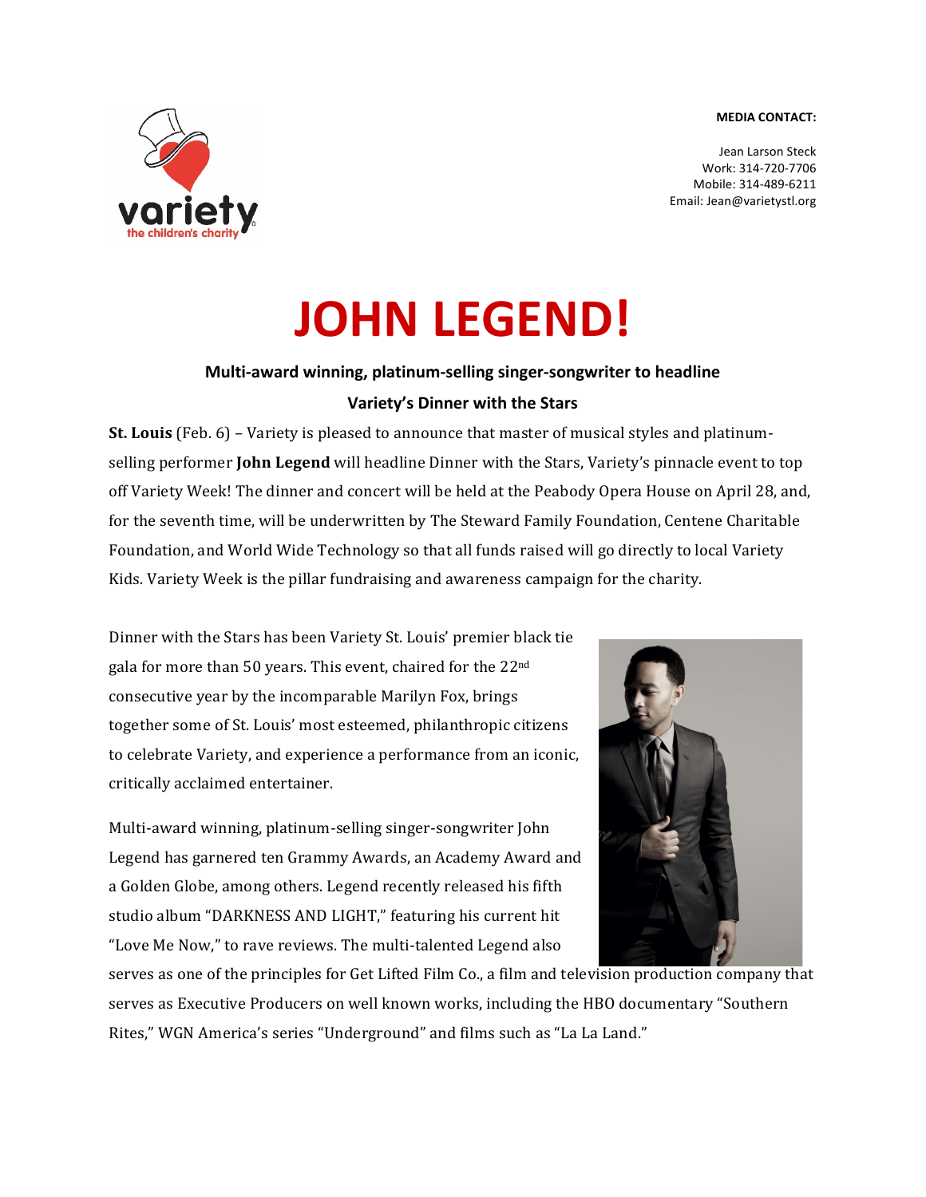**MEDIA CONTACT:**

Jean Larson Steck
Work: 314-720-7706
Mobile: 314-489-6211
Email: Jean@varietystl.org

# JOHN LEGEND!

**Multi-award winning, platinum-selling singer-songwriter to headline Variety's Dinner with the Stars**

**St. Louis** (Feb. 6) – Variety is pleased to announce that master of musical styles and platinum-selling performer **John Legend** will headline Dinner with the Stars, Variety's pinnacle event to top off Variety Week! The dinner and concert will be held at the Peabody Opera House on April 28, and, for the seventh time, will be underwritten by The Steward Family Foundation, Centene Charitable Foundation, and World Wide Technology so that all funds raised will go directly to local Variety Kids. Variety Week is the pillar fundraising and awareness campaign for the charity.

Dinner with the Stars has been Variety St. Louis' premier black tie gala for more than 50 years. This event, chaired for the 22nd consecutive year by the incomparable Marilyn Fox, brings together some of St. Louis' most esteemed, philanthropic citizens to celebrate Variety, and experience a performance from an iconic, critically acclaimed entertainer.

Multi-award winning, platinum-selling singer-songwriter John Legend has garnered ten Grammy Awards, an Academy Award and a Golden Globe, among others. Legend recently released his fifth studio album "DARKNESS AND LIGHT," featuring his current hit "Love Me Now," to rave reviews. The multi-talented Legend also serves as one of the principles for Get Lifted Film Co., a film and television production company that serves as Executive Producers on well known works, including the HBO documentary "Southern Rites," WGN America's series "Underground" and films such as "La La Land."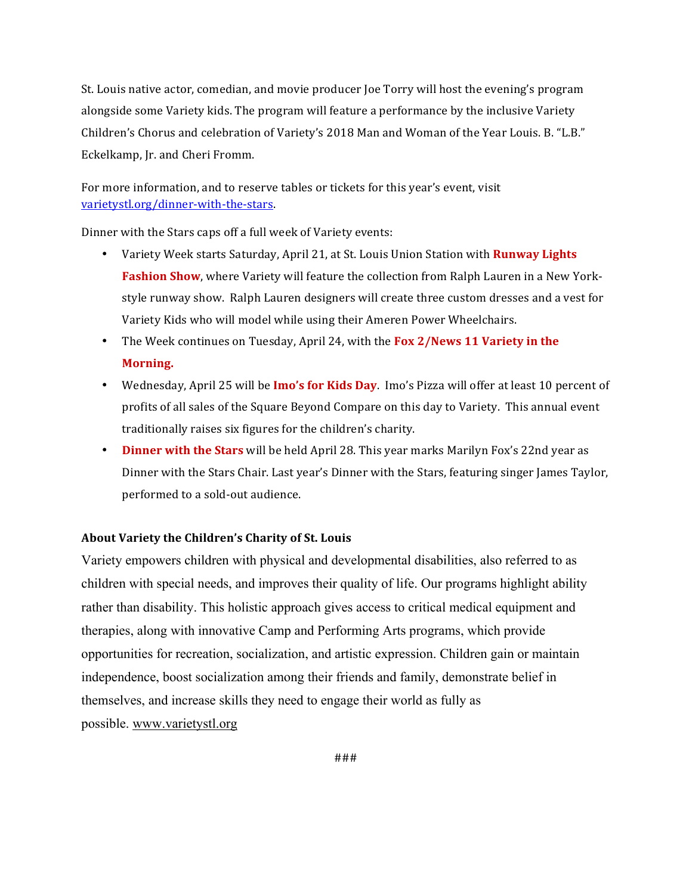St. Louis native actor, comedian, and movie producer Joe Torry will host the evening's program alongside some Variety kids. The program will feature a performance by the inclusive Variety Children's Chorus and celebration of Variety's 2018 Man and Woman of the Year Louis. B. "L.B." Eckelkamp, Jr. and Cheri Fromm.

For more information, and to reserve tables or tickets for this year's event, visit [varietystl.org/dinner-with-the-stars](varietystl.org/dinner-with-the-stars).

Dinner with the Stars caps off a full week of Variety events:

- Variety Week starts Saturday, April 21, at St. Louis Union Station with **Runway Lights Fashion Show**, where Variety will feature the collection from Ralph Lauren in a New York-style runway show. Ralph Lauren designers will create three custom dresses and a vest for Variety Kids who will model while using their Ameren Power Wheelchairs.
- The Week continues on Tuesday, April 24, with the **Fox 2/News 11 Variety in the Morning**.
- Wednesday, April 25 will be **Imo's for Kids Day**. Imo's Pizza will offer at least 10 percent of profits of all sales of the Square Beyond Compare on this day to Variety. This annual event traditionally raises six figures for the children's charity.
- **Dinner with the Stars** will be held April 28. This year marks Marilyn Fox's 22nd year as Dinner with the Stars Chair. Last year's Dinner with the Stars, featuring singer James Taylor, performed to a sold-out audience.

**About Variety the Children's Charity of St. Louis**

Variety empowers children with physical and developmental disabilities, also referred to as children with special needs, and improves their quality of life. Our programs highlight ability rather than disability. This holistic approach gives access to critical medical equipment and therapies, along with innovative Camp and Performing Arts programs, which provide opportunities for recreation, socialization, and artistic expression. Children gain or maintain independence, boost socialization among their friends and family, demonstrate belief in themselves, and increase skills they need to engage their world as fully as possible. [www.varietystl.org](www.varietystl.org)

###